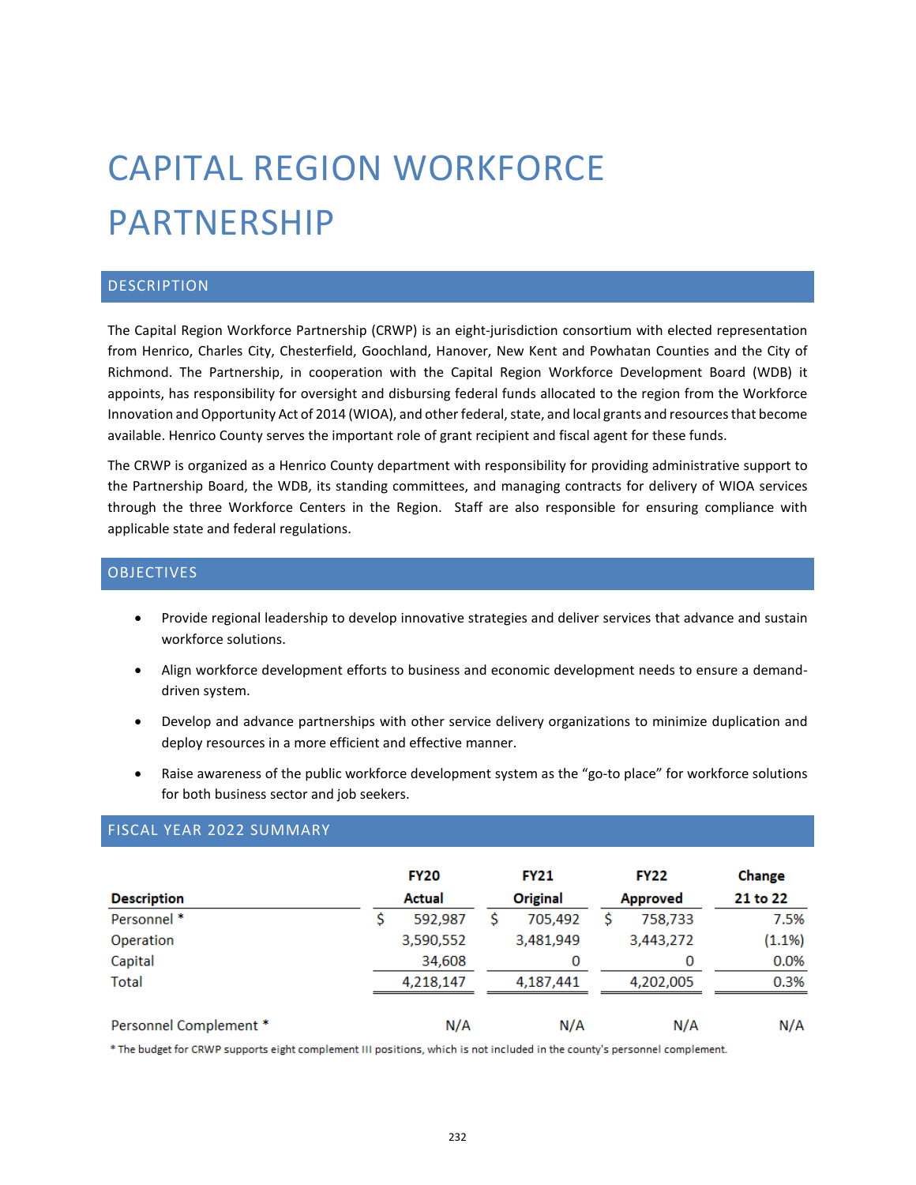# CAPITAL REGION WORKFORCE PARTNERSHIP

## DESCRIPTION

The Capital Region Workforce Partnership (CRWP) is an eight-jurisdiction consortium with elected representation from Henrico, Charles City, Chesterfield, Goochland, Hanover, New Kent and Powhatan Counties and the City of Richmond. The Partnership, in cooperation with the Capital Region Workforce Development Board (WDB) it appoints, has responsibility for oversight and disbursing federal funds allocated to the region from the Workforce Innovation and Opportunity Act of 2014 (WIOA), and other federal, state, and local grants and resources that become available. Henrico County serves the important role of grant recipient and fiscal agent for these funds.

The CRWP is organized as a Henrico County department with responsibility for providing administrative support to the Partnership Board, the WDB, its standing committees, and managing contracts for delivery of WIOA services through the three Workforce Centers in the Region. Staff are also responsible for ensuring compliance with applicable state and federal regulations.

## OBJECTIVES

- Provide regional leadership to develop innovative strategies and deliver services that advance and sustain workforce solutions.
- Align workforce development efforts to business and economic development needs to ensure a demand-driven system.
- Develop and advance partnerships with other service delivery organizations to minimize duplication and deploy resources in a more efficient and effective manner.
- Raise awareness of the public workforce development system as the "go-to place" for workforce solutions for both business sector and job seekers.

## FISCAL YEAR 2022 SUMMARY

| Description | FY20 Actual | FY21 Original | FY22 Approved | Change 21 to 22 |
|---|---|---|---|---|
| Personnel * | $ 592,987 | $ 705,492 | $ 758,733 | 7.5% |
| Operation | 3,590,552 | 3,481,949 | 3,443,272 | (1.1%) |
| Capital | 34,608 | 0 | 0 | 0.0% |
| Total | 4,218,147 | 4,187,441 | 4,202,005 | 0.3% |
| | | | | |
| Personnel Complement * | N/A | N/A | N/A | N/A |

\* The budget for CRWP supports eight complement III positions, which is not included in the county's personnel complement.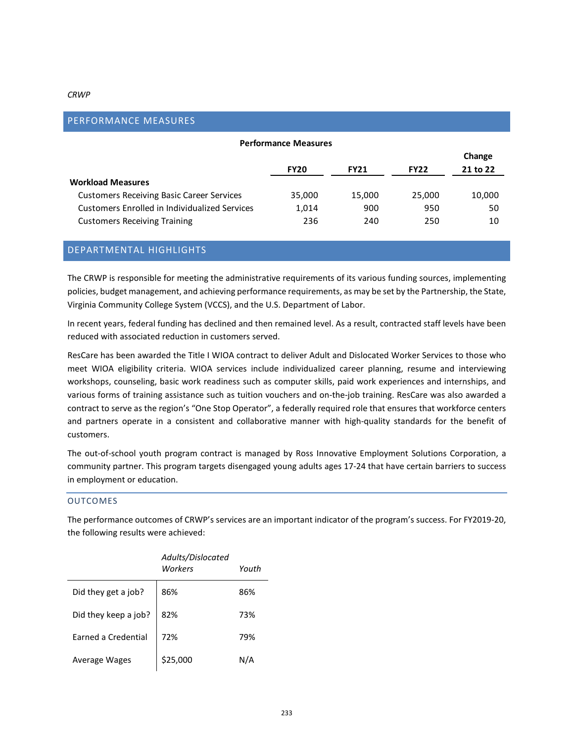*CRWP*

## PERFORMANCE MEASURES

**Performance Measures**

| | FY20 | FY21 | FY22 | Change 21 to 22 |
|---|---|---|---|---|
| **Workload Measures** | | | | |
| Customers Receiving Basic Career Services | 35,000 | 15,000 | 25,000 | 10,000 |
| Customers Enrolled in Individualized Services | 1,014 | 900 | 950 | 50 |
| Customers Receiving Training | 236 | 240 | 250 | 10 |

## DEPARTMENTAL HIGHLIGHTS

The CRWP is responsible for meeting the administrative requirements of its various funding sources, implementing policies, budget management, and achieving performance requirements, as may be set by the Partnership, the State, Virginia Community College System (VCCS), and the U.S. Department of Labor.

In recent years, federal funding has declined and then remained level. As a result, contracted staff levels have been reduced with associated reduction in customers served.

ResCare has been awarded the Title I WIOA contract to deliver Adult and Dislocated Worker Services to those who meet WIOA eligibility criteria. WIOA services include individualized career planning, resume and interviewing workshops, counseling, basic work readiness such as computer skills, paid work experiences and internships, and various forms of training assistance such as tuition vouchers and on-the-job training. ResCare was also awarded a contract to serve as the region's "One Stop Operator", a federally required role that ensures that workforce centers and partners operate in a consistent and collaborative manner with high-quality standards for the benefit of customers.

The out-of-school youth program contract is managed by Ross Innovative Employment Solutions Corporation, a community partner. This program targets disengaged young adults ages 17-24 that have certain barriers to success in employment or education.

### OUTCOMES

The performance outcomes of CRWP's services are an important indicator of the program's success. For FY2019-20, the following results were achieved:

| | *Adults/Dislocated Workers* | *Youth* |
|---|---|---|
| Did they get a job? | 86% | 86% |
| Did they keep a job? | 82% | 73% |
| Earned a Credential | 72% | 79% |
| Average Wages | $25,000 | N/A |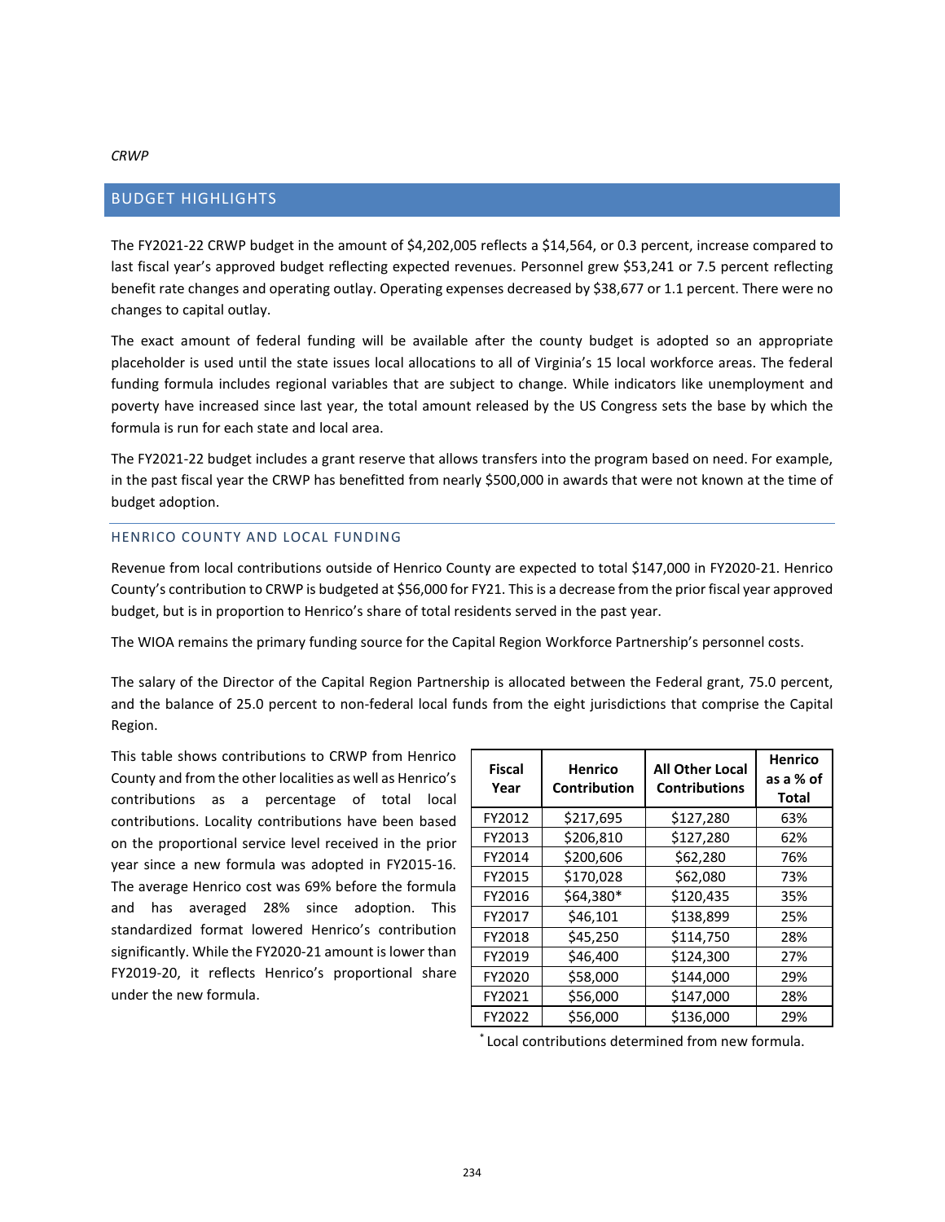*CRWP*

## BUDGET HIGHLIGHTS

The FY2021-22 CRWP budget in the amount of $4,202,005 reflects a $14,564, or 0.3 percent, increase compared to last fiscal year's approved budget reflecting expected revenues. Personnel grew $53,241 or 7.5 percent reflecting benefit rate changes and operating outlay. Operating expenses decreased by $38,677 or 1.1 percent. There were no changes to capital outlay.

The exact amount of federal funding will be available after the county budget is adopted so an appropriate placeholder is used until the state issues local allocations to all of Virginia's 15 local workforce areas. The federal funding formula includes regional variables that are subject to change. While indicators like unemployment and poverty have increased since last year, the total amount released by the US Congress sets the base by which the formula is run for each state and local area.

The FY2021-22 budget includes a grant reserve that allows transfers into the program based on need. For example, in the past fiscal year the CRWP has benefitted from nearly $500,000 in awards that were not known at the time of budget adoption.

### HENRICO COUNTY AND LOCAL FUNDING

Revenue from local contributions outside of Henrico County are expected to total $147,000 in FY2020-21. Henrico County's contribution to CRWP is budgeted at $56,000 for FY21. This is a decrease from the prior fiscal year approved budget, but is in proportion to Henrico's share of total residents served in the past year.

The WIOA remains the primary funding source for the Capital Region Workforce Partnership's personnel costs.

The salary of the Director of the Capital Region Partnership is allocated between the Federal grant, 75.0 percent, and the balance of 25.0 percent to non-federal local funds from the eight jurisdictions that comprise the Capital Region.

This table shows contributions to CRWP from Henrico County and from the other localities as well as Henrico's contributions as a percentage of total local contributions. Locality contributions have been based on the proportional service level received in the prior year since a new formula was adopted in FY2015-16. The average Henrico cost was 69% before the formula and has averaged 28% since adoption. This standardized format lowered Henrico's contribution significantly. While the FY2020-21 amount is lower than FY2019-20, it reflects Henrico's proportional share under the new formula.

| Fiscal Year | Henrico Contribution | All Other Local Contributions | Henrico as a % of Total |
|---|---|---|---|
| FY2012 | $217,695 | $127,280 | 63% |
| FY2013 | $206,810 | $127,280 | 62% |
| FY2014 | $200,606 | $62,280 | 76% |
| FY2015 | $170,028 | $62,080 | 73% |
| FY2016 | $64,380* | $120,435 | 35% |
| FY2017 | $46,101 | $138,899 | 25% |
| FY2018 | $45,250 | $114,750 | 28% |
| FY2019 | $46,400 | $124,300 | 27% |
| FY2020 | $58,000 | $144,000 | 29% |
| FY2021 | $56,000 | $147,000 | 28% |
| FY2022 | $56,000 | $136,000 | 29% |

* Local contributions determined from new formula.